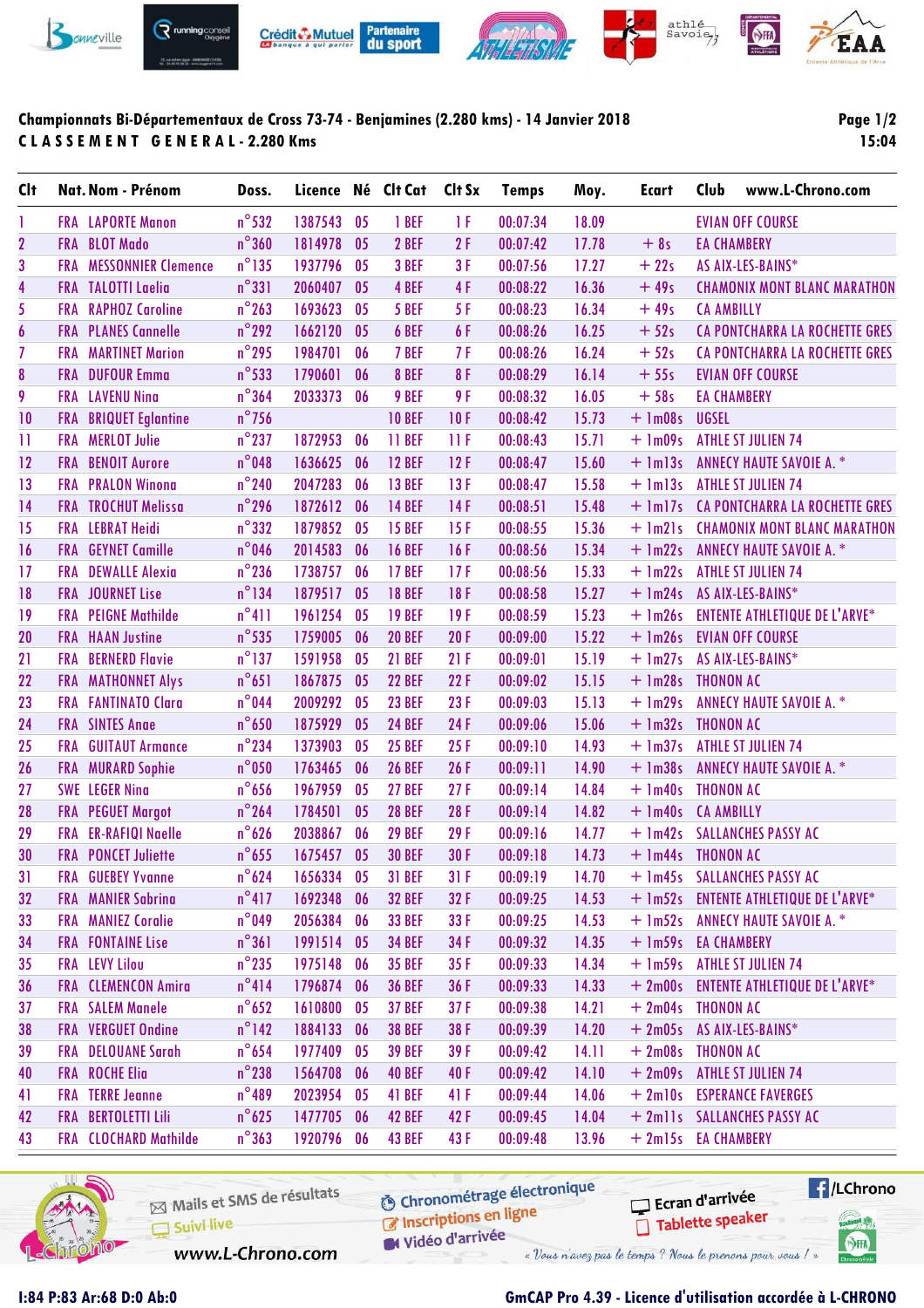**Championnats Bi-Départementaux de Cross 73-74 - Benjamines (2.280 kms) - 14 Janvier 2018**

**C L A S S E M E N T   G E N E R A L - 2.280 Kms**

| Clt | Nat. | Nom - Prénom | Doss. | Licence | Né | Clt Cat | Clt Sx | Temps | Moy. | Ecart | Club |
|---|---|---|---|---|---|---|---|---|---|---|---|
| 1 | FRA | LAPORTE Manon | n°532 | 1387543 | 05 | 1 BEF | 1 F | 00:07:34 | 18.09 | | EVIAN OFF COURSE |
| 2 | FRA | BLOT Mado | n°360 | 1814978 | 05 | 2 BEF | 2 F | 00:07:42 | 17.78 | + 8s | EA CHAMBERY |
| 3 | FRA | MESSONNIER Clemence | n°135 | 1937796 | 05 | 3 BEF | 3 F | 00:07:56 | 17.27 | + 22s | AS AIX-LES-BAINS* |
| 4 | FRA | TALOTTI Laelia | n°331 | 2060407 | 05 | 4 BEF | 4 F | 00:08:22 | 16.36 | + 49s | CHAMONIX MONT BLANC MARATHON |
| 5 | FRA | RAPHOZ Caroline | n°263 | 1693623 | 05 | 5 BEF | 5 F | 00:08:23 | 16.34 | + 49s | CA AMBILLY |
| 6 | FRA | PLANES Cannelle | n°292 | 1662120 | 05 | 6 BEF | 6 F | 00:08:26 | 16.25 | + 52s | CA PONTCHARRA LA ROCHETTE GRES |
| 7 | FRA | MARTINET Marion | n°295 | 1984701 | 06 | 7 BEF | 7 F | 00:08:26 | 16.24 | + 52s | CA PONTCHARRA LA ROCHETTE GRES |
| 8 | FRA | DUFOUR Emma | n°533 | 1790601 | 06 | 8 BEF | 8 F | 00:08:29 | 16.14 | + 55s | EVIAN OFF COURSE |
| 9 | FRA | LAVENU Nina | n°364 | 2033373 | 06 | 9 BEF | 9 F | 00:08:32 | 16.05 | + 58s | EA CHAMBERY |
| 10 | FRA | BRIQUET Eglantine | n°756 | | | 10 BEF | 10 F | 00:08:42 | 15.73 | + 1m08s | UGSEL |
| 11 | FRA | MERLOT Julie | n°237 | 1872953 | 06 | 11 BEF | 11 F | 00:08:43 | 15.71 | + 1m09s | ATHLE ST JULIEN 74 |
| 12 | FRA | BENOIT Aurore | n°048 | 1636625 | 06 | 12 BEF | 12 F | 00:08:47 | 15.60 | + 1m13s | ANNECY HAUTE SAVOIE A. * |
| 13 | FRA | PRALON Winona | n°240 | 2047283 | 06 | 13 BEF | 13 F | 00:08:47 | 15.58 | + 1m13s | ATHLE ST JULIEN 74 |
| 14 | FRA | TROCHUT Melissa | n°296 | 1872612 | 06 | 14 BEF | 14 F | 00:08:51 | 15.48 | + 1m17s | CA PONTCHARRA LA ROCHETTE GRES |
| 15 | FRA | LEBRAT Heidi | n°332 | 1879852 | 05 | 15 BEF | 15 F | 00:08:55 | 15.36 | + 1m21s | CHAMONIX MONT BLANC MARATHON |
| 16 | FRA | GEYNET Camille | n°046 | 2014583 | 06 | 16 BEF | 16 F | 00:08:56 | 15.34 | + 1m22s | ANNECY HAUTE SAVOIE A. * |
| 17 | FRA | DEWALLE Alexia | n°236 | 1738757 | 06 | 17 BEF | 17 F | 00:08:56 | 15.33 | + 1m22s | ATHLE ST JULIEN 74 |
| 18 | FRA | JOURNET Lise | n°134 | 1879517 | 05 | 18 BEF | 18 F | 00:08:58 | 15.27 | + 1m24s | AS AIX-LES-BAINS* |
| 19 | FRA | PEIGNE Mathilde | n°411 | 1961254 | 05 | 19 BEF | 19 F | 00:08:59 | 15.23 | + 1m26s | ENTENTE ATHLETIQUE DE L'ARVE* |
| 20 | FRA | HAAN Justine | n°535 | 1759005 | 06 | 20 BEF | 20 F | 00:09:00 | 15.22 | + 1m26s | EVIAN OFF COURSE |
| 21 | FRA | BERNERD Flavie | n°137 | 1591958 | 05 | 21 BEF | 21 F | 00:09:01 | 15.19 | + 1m27s | AS AIX-LES-BAINS* |
| 22 | FRA | MATHONNET Alys | n°651 | 1867875 | 05 | 22 BEF | 22 F | 00:09:02 | 15.15 | + 1m28s | THONON AC |
| 23 | FRA | FANTINATO Clara | n°044 | 2009292 | 05 | 23 BEF | 23 F | 00:09:03 | 15.13 | + 1m29s | ANNECY HAUTE SAVOIE A. * |
| 24 | FRA | SINTES Anae | n°650 | 1875929 | 05 | 24 BEF | 24 F | 00:09:06 | 15.06 | + 1m32s | THONON AC |
| 25 | FRA | GUITAUT Armance | n°234 | 1373903 | 05 | 25 BEF | 25 F | 00:09:10 | 14.93 | + 1m37s | ATHLE ST JULIEN 74 |
| 26 | FRA | MURARD Sophie | n°050 | 1763465 | 06 | 26 BEF | 26 F | 00:09:11 | 14.90 | + 1m38s | ANNECY HAUTE SAVOIE A. * |
| 27 | SWE | LEGER Nina | n°656 | 1967959 | 05 | 27 BEF | 27 F | 00:09:14 | 14.84 | + 1m40s | THONON AC |
| 28 | FRA | PEGUET Margot | n°264 | 1784501 | 05 | 28 BEF | 28 F | 00:09:14 | 14.82 | + 1m40s | CA AMBILLY |
| 29 | FRA | ER-RAFIQI Naelle | n°626 | 2038867 | 06 | 29 BEF | 29 F | 00:09:16 | 14.77 | + 1m42s | SALLANCHES PASSY AC |
| 30 | FRA | PONCET Juliette | n°655 | 1675457 | 05 | 30 BEF | 30 F | 00:09:18 | 14.73 | + 1m44s | THONON AC |
| 31 | FRA | GUEBEY Yvanne | n°624 | 1656334 | 05 | 31 BEF | 31 F | 00:09:19 | 14.70 | + 1m45s | SALLANCHES PASSY AC |
| 32 | FRA | MANIER Sabrina | n°417 | 1692348 | 06 | 32 BEF | 32 F | 00:09:25 | 14.53 | + 1m52s | ENTENTE ATHLETIQUE DE L'ARVE* |
| 33 | FRA | MANIEZ Coralie | n°049 | 2056384 | 06 | 33 BEF | 33 F | 00:09:25 | 14.53 | + 1m52s | ANNECY HAUTE SAVOIE A. * |
| 34 | FRA | FONTAINE Lise | n°361 | 1991514 | 05 | 34 BEF | 34 F | 00:09:32 | 14.35 | + 1m59s | EA CHAMBERY |
| 35 | FRA | LEVY Lilou | n°235 | 1975148 | 06 | 35 BEF | 35 F | 00:09:33 | 14.34 | + 1m59s | ATHLE ST JULIEN 74 |
| 36 | FRA | CLEMENCON Amira | n°414 | 1796874 | 06 | 36 BEF | 36 F | 00:09:33 | 14.33 | + 2m00s | ENTENTE ATHLETIQUE DE L'ARVE* |
| 37 | FRA | SALEM Manele | n°652 | 1610800 | 05 | 37 BEF | 37 F | 00:09:38 | 14.21 | + 2m04s | THONON AC |
| 38 | FRA | VERGUET Ondine | n°142 | 1884133 | 06 | 38 BEF | 38 F | 00:09:39 | 14.20 | + 2m05s | AS AIX-LES-BAINS* |
| 39 | FRA | DELOUANE Sarah | n°654 | 1977409 | 05 | 39 BEF | 39 F | 00:09:42 | 14.11 | + 2m08s | THONON AC |
| 40 | FRA | ROCHE Elia | n°238 | 1564708 | 06 | 40 BEF | 40 F | 00:09:42 | 14.10 | + 2m09s | ATHLE ST JULIEN 74 |
| 41 | FRA | TERRE Jeanne | n°489 | 2023954 | 05 | 41 BEF | 41 F | 00:09:44 | 14.06 | + 2m10s | ESPERANCE FAVERGES |
| 42 | FRA | BERTOLETTI Lili | n°625 | 1477705 | 06 | 42 BEF | 42 F | 00:09:45 | 14.04 | + 2m11s | SALLANCHES PASSY AC |
| 43 | FRA | CLOCHARD Mathilde | n°363 | 1920796 | 06 | 43 BEF | 43 F | 00:09:48 | 13.96 | + 2m15s | EA CHAMBERY |

I:84 P:83 Ar:68 D:0 Ab:0

GmCAP Pro 4.39 - Licence d'utilisation accordée à L-CHRONO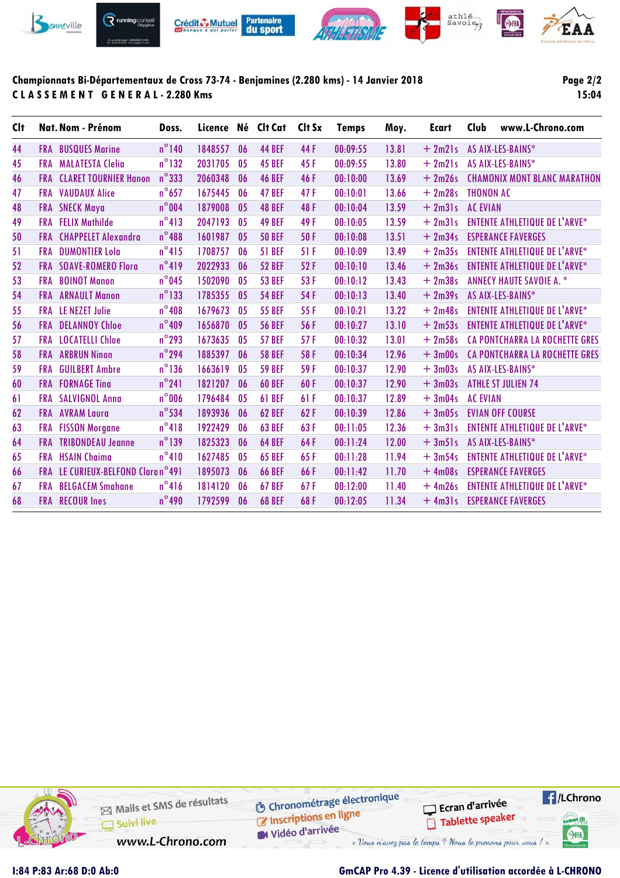**Championnats Bi-Départementaux de Cross 73-74 - Benjamines (2.280 kms) - 14 Janvier 2018**

**C L A S S E M E N T   G E N E R A L - 2.280 Kms**

15:04

| Clt | Nat. | Nom - Prénom | Doss. | Licence | Né | Clt Cat | Clt Sx | Temps | Moy. | Ecart | Club |
|---|---|---|---|---|---|---|---|---|---|---|---|
| 44 | FRA | BUSQUES Marine | n°140 | 1848557 | 06 | 44 BEF | 44 F | 00:09:55 | 13.81 | + 2m21s | AS AIX-LES-BAINS* |
| 45 | FRA | MALATESTA Clelia | n°132 | 2031705 | 05 | 45 BEF | 45 F | 00:09:55 | 13.80 | + 2m21s | AS AIX-LES-BAINS* |
| 46 | FRA | CLARET TOURNIER Hanon | n°333 | 2060348 | 06 | 46 BEF | 46 F | 00:10:00 | 13.69 | + 2m26s | CHAMONIX MONT BLANC MARATHON |
| 47 | FRA | VAUDAUX Alice | n°657 | 1675445 | 06 | 47 BEF | 47 F | 00:10:01 | 13.66 | + 2m28s | THONON AC |
| 48 | FRA | SNECK Maya | n°004 | 1879008 | 05 | 48 BEF | 48 F | 00:10:04 | 13.59 | + 2m31s | AC EVIAN |
| 49 | FRA | FELIX Mathilde | n°413 | 2047193 | 05 | 49 BEF | 49 F | 00:10:05 | 13.59 | + 2m31s | ENTENTE ATHLETIQUE DE L'ARVE* |
| 50 | FRA | CHAPPELET Alexandra | n°488 | 1601987 | 05 | 50 BEF | 50 F | 00:10:08 | 13.51 | + 2m34s | ESPERANCE FAVERGES |
| 51 | FRA | DUMONTIER Lola | n°415 | 1708757 | 06 | 51 BEF | 51 F | 00:10:09 | 13.49 | + 2m35s | ENTENTE ATHLETIQUE DE L'ARVE* |
| 52 | FRA | SOAVE-ROMERO Flora | n°419 | 2022933 | 06 | 52 BEF | 52 F | 00:10:10 | 13.46 | + 2m36s | ENTENTE ATHLETIQUE DE L'ARVE* |
| 53 | FRA | BOINOT Manon | n°045 | 1502090 | 05 | 53 BEF | 53 F | 00:10:12 | 13.43 | + 2m38s | ANNECY HAUTE SAVOIE A. * |
| 54 | FRA | ARNAULT Manon | n°133 | 1785355 | 05 | 54 BEF | 54 F | 00:10:13 | 13.40 | + 2m39s | AS AIX-LES-BAINS* |
| 55 | FRA | LE NEZET Julie | n°408 | 1679673 | 05 | 55 BEF | 55 F | 00:10:21 | 13.22 | + 2m48s | ENTENTE ATHLETIQUE DE L'ARVE* |
| 56 | FRA | DELANNOY Chloe | n°409 | 1656870 | 05 | 56 BEF | 56 F | 00:10:27 | 13.10 | + 2m53s | ENTENTE ATHLETIQUE DE L'ARVE* |
| 57 | FRA | LOCATELLI Chloe | n°293 | 1673635 | 05 | 57 BEF | 57 F | 00:10:32 | 13.01 | + 2m58s | CA PONTCHARRA LA ROCHETTE GRES |
| 58 | FRA | ARBRUN Ninon | n°294 | 1885397 | 06 | 58 BEF | 58 F | 00:10:34 | 12.96 | + 3m00s | CA PONTCHARRA LA ROCHETTE GRES |
| 59 | FRA | GUILBERT Ambre | n°136 | 1663619 | 05 | 59 BEF | 59 F | 00:10:37 | 12.90 | + 3m03s | AS AIX-LES-BAINS* |
| 60 | FRA | FORNAGE Tina | n°241 | 1821207 | 06 | 60 BEF | 60 F | 00:10:37 | 12.90 | + 3m03s | ATHLE ST JULIEN 74 |
| 61 | FRA | SALVIGNOL Anna | n°006 | 1796484 | 05 | 61 BEF | 61 F | 00:10:37 | 12.89 | + 3m04s | AC EVIAN |
| 62 | FRA | AVRAM Laura | n°534 | 1893936 | 06 | 62 BEF | 62 F | 00:10:39 | 12.86 | + 3m05s | EVIAN OFF COURSE |
| 63 | FRA | FISSON Morgane | n°418 | 1922429 | 06 | 63 BEF | 63 F | 00:11:05 | 12.36 | + 3m31s | ENTENTE ATHLETIQUE DE L'ARVE* |
| 64 | FRA | TRIBONDEAU Jeanne | n°139 | 1825323 | 06 | 64 BEF | 64 F | 00:11:24 | 12.00 | + 3m51s | AS AIX-LES-BAINS* |
| 65 | FRA | HSAIN Chaima | n°410 | 1627485 | 05 | 65 BEF | 65 F | 00:11:28 | 11.94 | + 3m54s | ENTENTE ATHLETIQUE DE L'ARVE* |
| 66 | FRA | LE CURIEUX-BELFOND Clara | n°491 | 1895073 | 06 | 66 BEF | 66 F | 00:11:42 | 11.70 | + 4m08s | ESPERANCE FAVERGES |
| 67 | FRA | BELGACEM Smahane | n°416 | 1814120 | 06 | 67 BEF | 67 F | 00:12:00 | 11.40 | + 4m26s | ENTENTE ATHLETIQUE DE L'ARVE* |
| 68 | FRA | RECOUR Ines | n°490 | 1792599 | 06 | 68 BEF | 68 F | 00:12:05 | 11.34 | + 4m31s | ESPERANCE FAVERGES |

I:84 P:83 Ar:68 D:0 Ab:0

GmCAP Pro 4.39 - Licence d'utilisation accordée à L-CHRONO